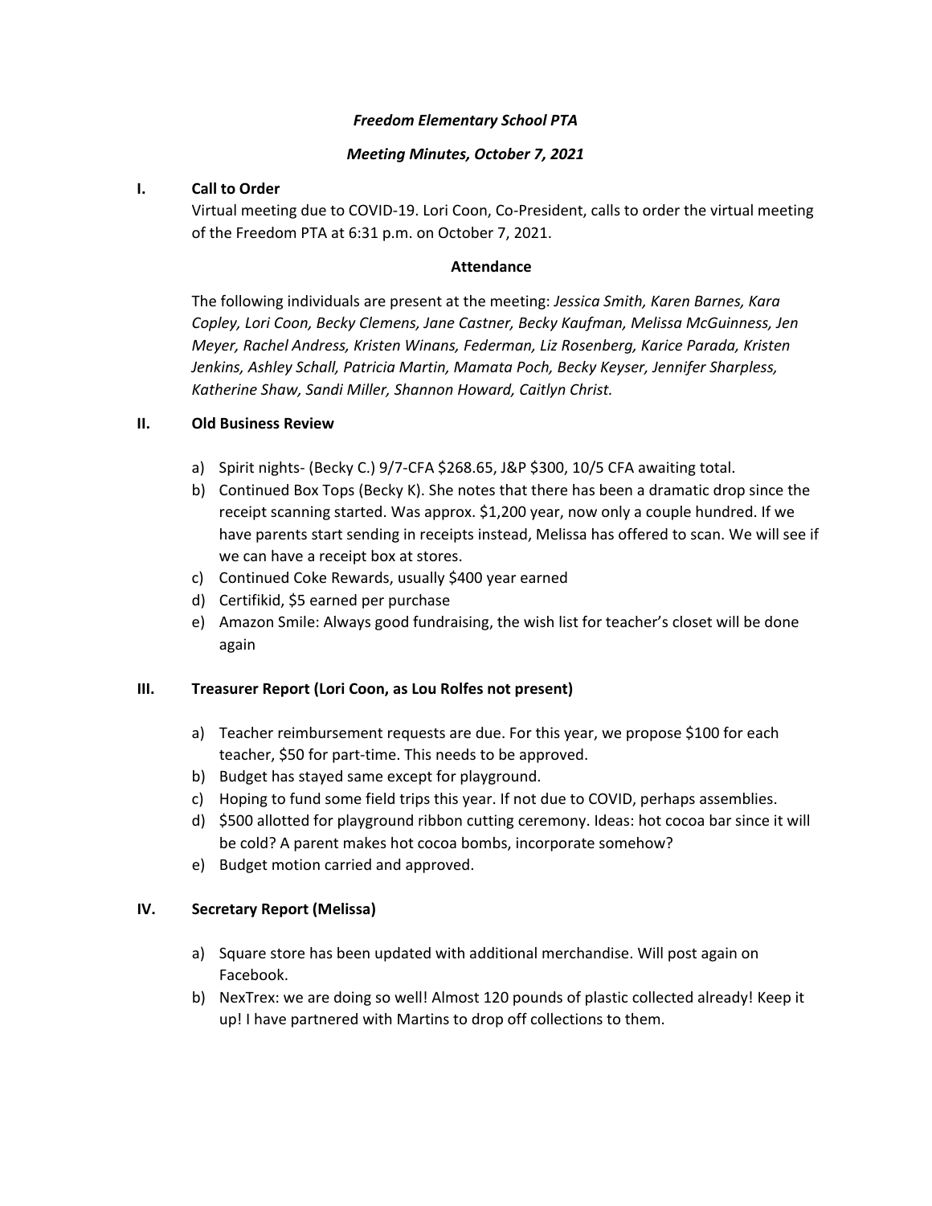***Freedom Elementary School PTA***

***Meeting Minutes, October 7, 2021***

## I. Call to Order

Virtual meeting due to COVID-19. Lori Coon, Co-President, calls to order the virtual meeting of the Freedom PTA at 6:31 p.m. on October 7, 2021.

**Attendance**

The following individuals are present at the meeting: *Jessica Smith, Karen Barnes, Kara Copley, Lori Coon, Becky Clemens, Jane Castner, Becky Kaufman, Melissa McGuinness, Jen Meyer, Rachel Andress, Kristen Winans, Federman, Liz Rosenberg, Karice Parada, Kristen Jenkins, Ashley Schall, Patricia Martin, Mamata Poch, Becky Keyser, Jennifer Sharpless, Katherine Shaw, Sandi Miller, Shannon Howard, Caitlyn Christ.*

## II. Old Business Review

a) Spirit nights- (Becky C.) 9/7-CFA $268.65, J&P $300, 10/5 CFA awaiting total.
b) Continued Box Tops (Becky K). She notes that there has been a dramatic drop since the receipt scanning started. Was approx. $1,200 year, now only a couple hundred. If we have parents start sending in receipts instead, Melissa has offered to scan. We will see if we can have a receipt box at stores.
c) Continued Coke Rewards, usually $400 year earned
d) Certifikid, $5 earned per purchase
e) Amazon Smile: Always good fundraising, the wish list for teacher's closet will be done again

## III. Treasurer Report (Lori Coon, as Lou Rolfes not present)

a) Teacher reimbursement requests are due. For this year, we propose $100 for each teacher, $50 for part-time. This needs to be approved.
b) Budget has stayed same except for playground.
c) Hoping to fund some field trips this year. If not due to COVID, perhaps assemblies.
d) $500 allotted for playground ribbon cutting ceremony. Ideas: hot cocoa bar since it will be cold? A parent makes hot cocoa bombs, incorporate somehow?
e) Budget motion carried and approved.

## IV. Secretary Report (Melissa)

a) Square store has been updated with additional merchandise. Will post again on Facebook.
b) NexTrex: we are doing so well! Almost 120 pounds of plastic collected already! Keep it up! I have partnered with Martins to drop off collections to them.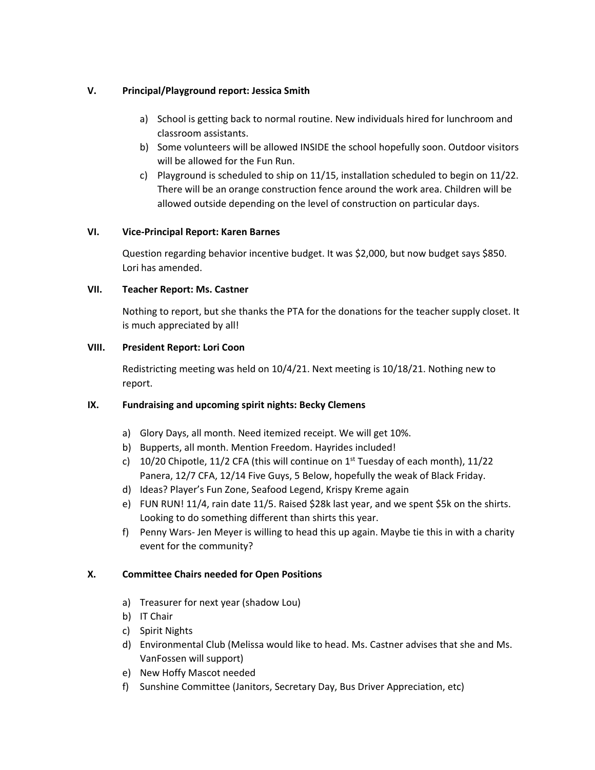## V. Principal/Playground report: Jessica Smith

a) School is getting back to normal routine. New individuals hired for lunchroom and classroom assistants.
b) Some volunteers will be allowed INSIDE the school hopefully soon. Outdoor visitors will be allowed for the Fun Run.
c) Playground is scheduled to ship on 11/15, installation scheduled to begin on 11/22. There will be an orange construction fence around the work area. Children will be allowed outside depending on the level of construction on particular days.

## VI. Vice-Principal Report: Karen Barnes

Question regarding behavior incentive budget. It was $2,000, but now budget says $850. Lori has amended.

## VII. Teacher Report: Ms. Castner

Nothing to report, but she thanks the PTA for the donations for the teacher supply closet. It is much appreciated by all!

## VIII. President Report: Lori Coon

Redistricting meeting was held on 10/4/21. Next meeting is 10/18/21. Nothing new to report.

## IX. Fundraising and upcoming spirit nights: Becky Clemens

a) Glory Days, all month. Need itemized receipt. We will get 10%.
b) Bupperts, all month. Mention Freedom. Hayrides included!
c) 10/20 Chipotle, 11/2 CFA (this will continue on 1st Tuesday of each month), 11/22 Panera, 12/7 CFA, 12/14 Five Guys, 5 Below, hopefully the weak of Black Friday.
d) Ideas? Player's Fun Zone, Seafood Legend, Krispy Kreme again
e) FUN RUN! 11/4, rain date 11/5. Raised $28k last year, and we spent $5k on the shirts. Looking to do something different than shirts this year.
f) Penny Wars- Jen Meyer is willing to head this up again. Maybe tie this in with a charity event for the community?

## X. Committee Chairs needed for Open Positions

a) Treasurer for next year (shadow Lou)
b) IT Chair
c) Spirit Nights
d) Environmental Club (Melissa would like to head. Ms. Castner advises that she and Ms. VanFossen will support)
e) New Hoffy Mascot needed
f) Sunshine Committee (Janitors, Secretary Day, Bus Driver Appreciation, etc)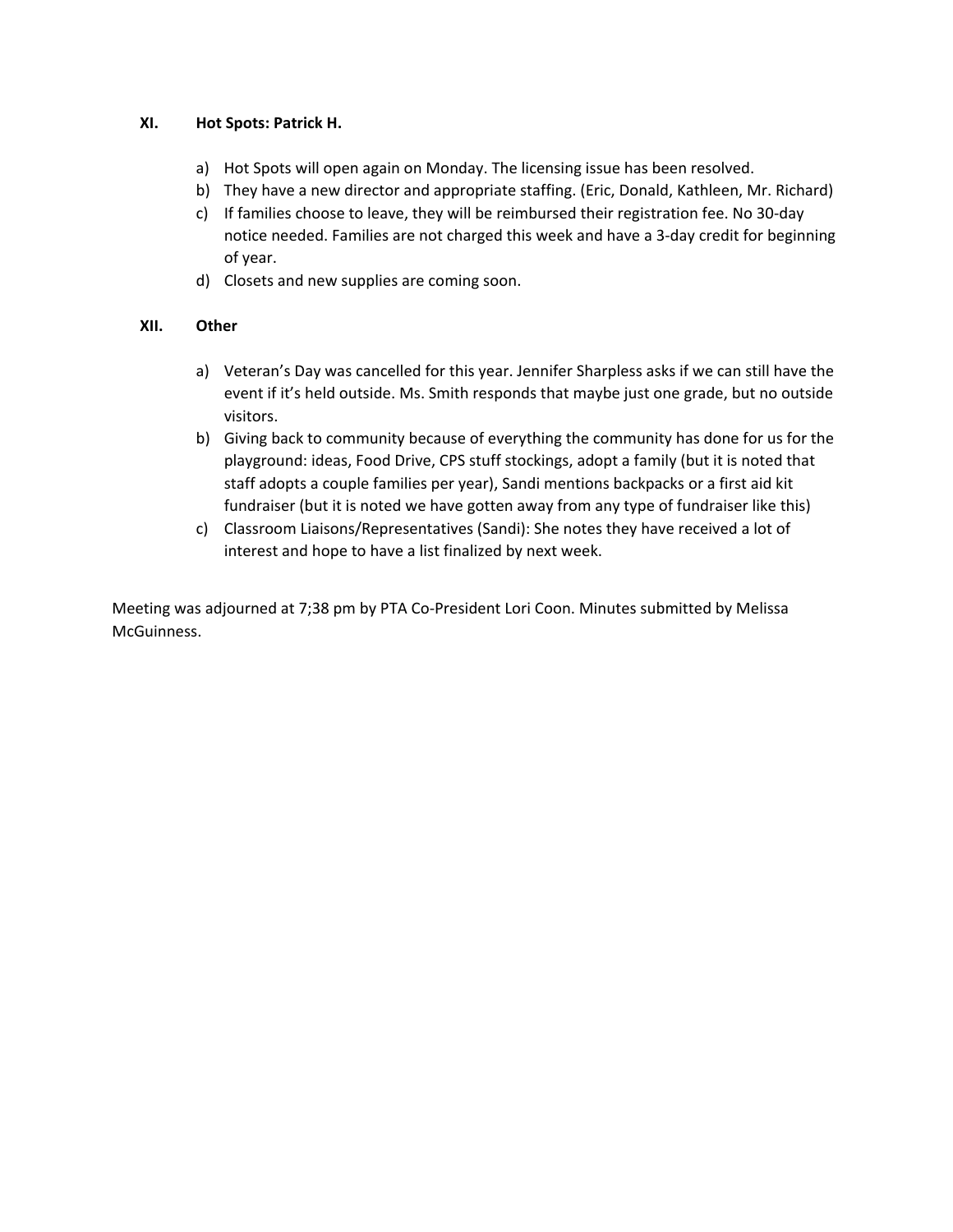### XI. Hot Spots: Patrick H.

a) Hot Spots will open again on Monday. The licensing issue has been resolved.
b) They have a new director and appropriate staffing. (Eric, Donald, Kathleen, Mr. Richard)
c) If families choose to leave, they will be reimbursed their registration fee. No 30-day notice needed. Families are not charged this week and have a 3-day credit for beginning of year.
d) Closets and new supplies are coming soon.

### XII. Other

a) Veteran's Day was cancelled for this year. Jennifer Sharpless asks if we can still have the event if it's held outside. Ms. Smith responds that maybe just one grade, but no outside visitors.
b) Giving back to community because of everything the community has done for us for the playground: ideas, Food Drive, CPS stuff stockings, adopt a family (but it is noted that staff adopts a couple families per year), Sandi mentions backpacks or a first aid kit fundraiser (but it is noted we have gotten away from any type of fundraiser like this)
c) Classroom Liaisons/Representatives (Sandi): She notes they have received a lot of interest and hope to have a list finalized by next week.

Meeting was adjourned at 7;38 pm by PTA Co-President Lori Coon. Minutes submitted by Melissa McGuinness.